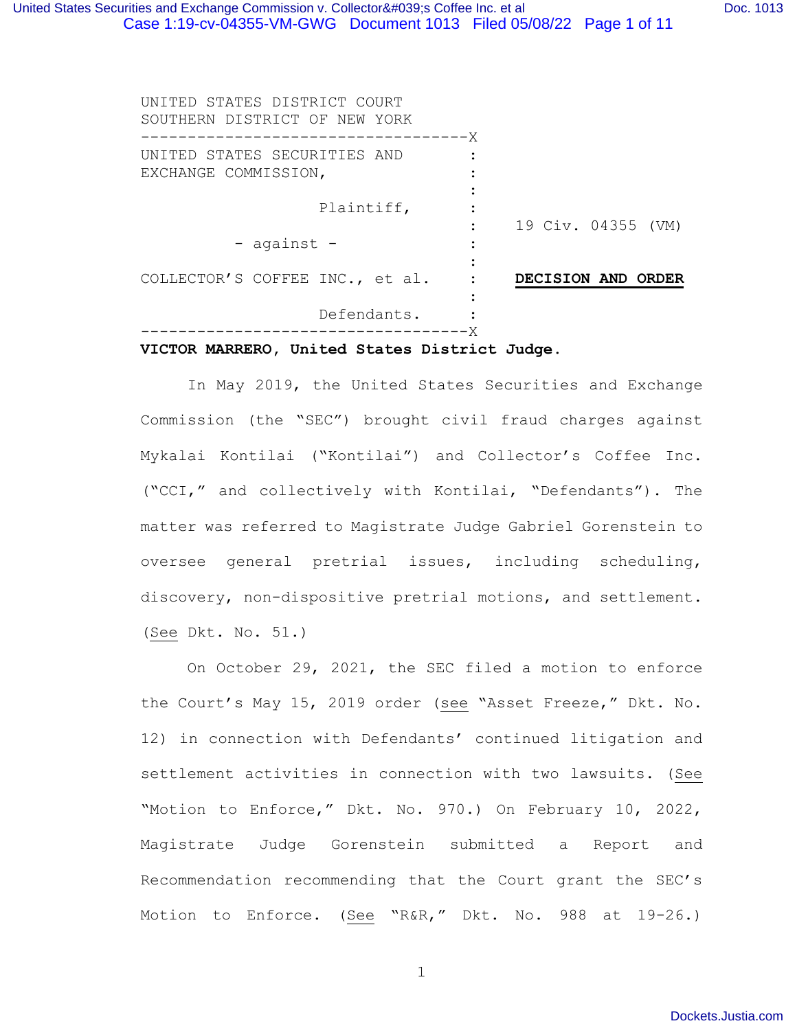UNITED STATES DISTRICT COURT
SOUTHERN DISTRICT OF NEW YORK

| | |
|---|---|
| UNITED STATES SECURITIES AND EXCHANGE COMMISSION,<br><br>Plaintiff,<br><br>- against -<br><br>COLLECTOR'S COFFEE INC., et al.<br><br>Defendants. | 19 Civ. 04355 (VM)<br><br>**DECISION AND ORDER** |

**VICTOR MARRERO, United States District Judge.**

In May 2019, the United States Securities and Exchange Commission (the "SEC") brought civil fraud charges against Mykalai Kontilai ("Kontilai") and Collector's Coffee Inc. ("CCI," and collectively with Kontilai, "Defendants"). The matter was referred to Magistrate Judge Gabriel Gorenstein to oversee general pretrial issues, including scheduling, discovery, non-dispositive pretrial motions, and settlement. (See Dkt. No. 51.)

On October 29, 2021, the SEC filed a motion to enforce the Court's May 15, 2019 order (see "Asset Freeze," Dkt. No. 12) in connection with Defendants' continued litigation and settlement activities in connection with two lawsuits. (See "Motion to Enforce," Dkt. No. 970.) On February 10, 2022, Magistrate Judge Gorenstein submitted a Report and Recommendation recommending that the Court grant the SEC's Motion to Enforce. (See "R&R," Dkt. No. 988 at 19-26.)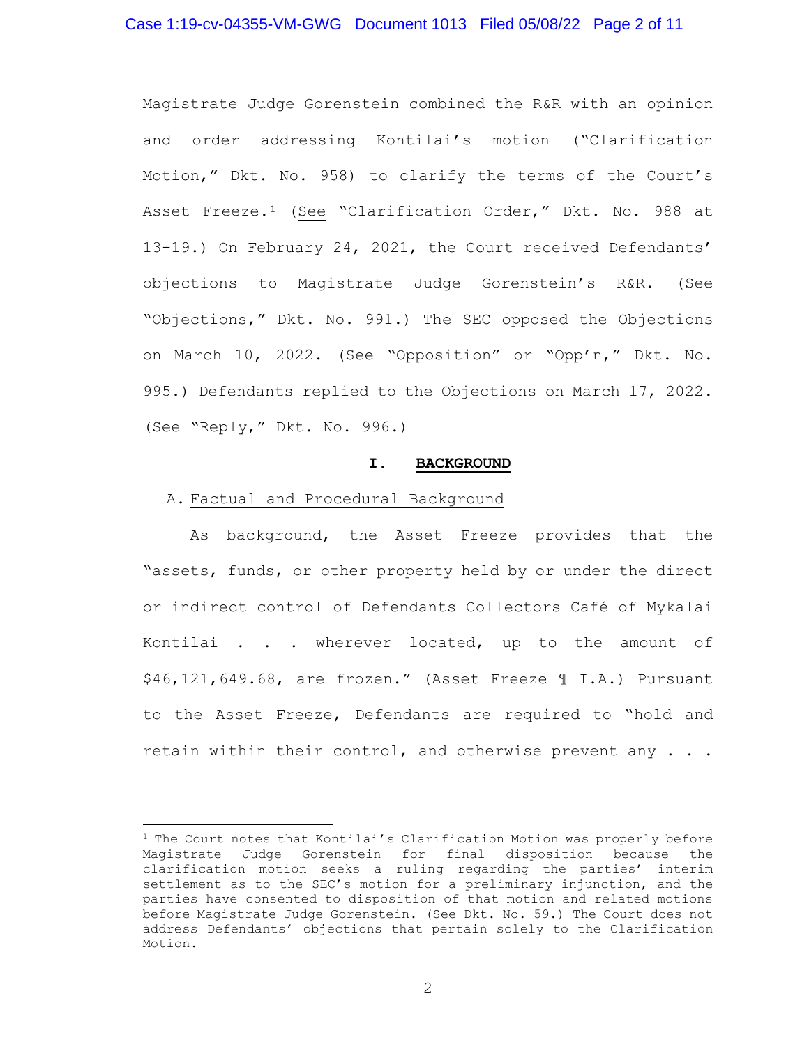Magistrate Judge Gorenstein combined the R&R with an opinion and order addressing Kontilai's motion ("Clarification Motion," Dkt. No. 958) to clarify the terms of the Court's Asset Freeze.[1] (See "Clarification Order," Dkt. No. 988 at 13-19.) On February 24, 2021, the Court received Defendants' objections to Magistrate Judge Gorenstein's R&R. (See "Objections," Dkt. No. 991.) The SEC opposed the Objections on March 10, 2022. (See "Opposition" or "Opp'n," Dkt. No. 995.) Defendants replied to the Objections on March 17, 2022. (See "Reply," Dkt. No. 996.)

## I. BACKGROUND

### A. Factual and Procedural Background

As background, the Asset Freeze provides that the "assets, funds, or other property held by or under the direct or indirect control of Defendants Collectors Café of Mykalai Kontilai . . . wherever located, up to the amount of $46,121,649.68, are frozen." (Asset Freeze ¶ I.A.) Pursuant to the Asset Freeze, Defendants are required to "hold and retain within their control, and otherwise prevent any . . .

---

[1] The Court notes that Kontilai's Clarification Motion was properly before Magistrate Judge Gorenstein for final disposition because the clarification motion seeks a ruling regarding the parties' interim settlement as to the SEC's motion for a preliminary injunction, and the parties have consented to disposition of that motion and related motions before Magistrate Judge Gorenstein. (See Dkt. No. 59.) The Court does not address Defendants' objections that pertain solely to the Clarification Motion.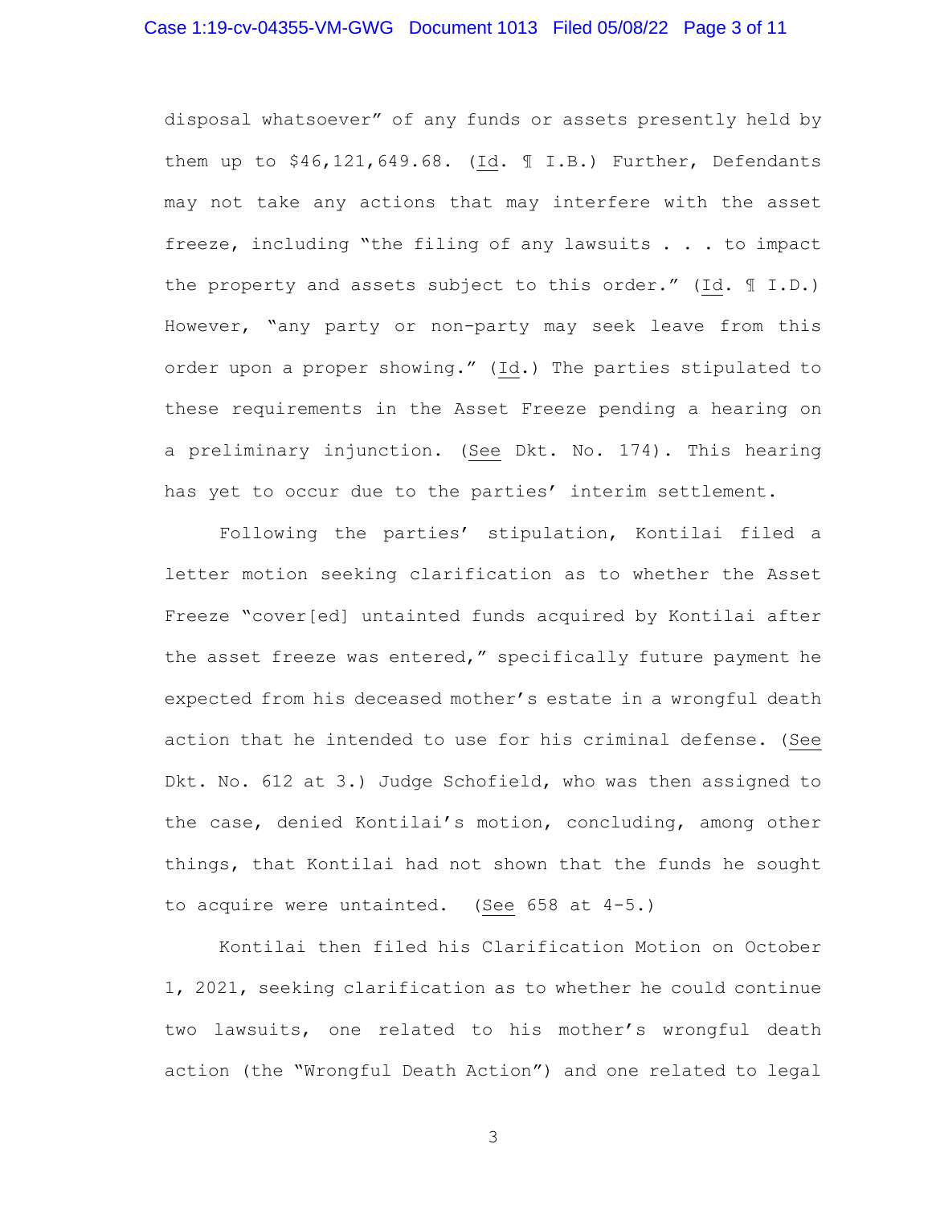disposal whatsoever" of any funds or assets presently held by them up to $46,121,649.68. (Id. ¶ I.B.) Further, Defendants may not take any actions that may interfere with the asset freeze, including "the filing of any lawsuits . . . to impact the property and assets subject to this order." (Id. ¶ I.D.) However, "any party or non-party may seek leave from this order upon a proper showing." (Id.) The parties stipulated to these requirements in the Asset Freeze pending a hearing on a preliminary injunction. (See Dkt. No. 174). This hearing has yet to occur due to the parties' interim settlement.

Following the parties' stipulation, Kontilai filed a letter motion seeking clarification as to whether the Asset Freeze "cover[ed] untainted funds acquired by Kontilai after the asset freeze was entered," specifically future payment he expected from his deceased mother's estate in a wrongful death action that he intended to use for his criminal defense. (See Dkt. No. 612 at 3.) Judge Schofield, who was then assigned to the case, denied Kontilai's motion, concluding, among other things, that Kontilai had not shown that the funds he sought to acquire were untainted. (See 658 at 4-5.)

Kontilai then filed his Clarification Motion on October 1, 2021, seeking clarification as to whether he could continue two lawsuits, one related to his mother's wrongful death action (the "Wrongful Death Action") and one related to legal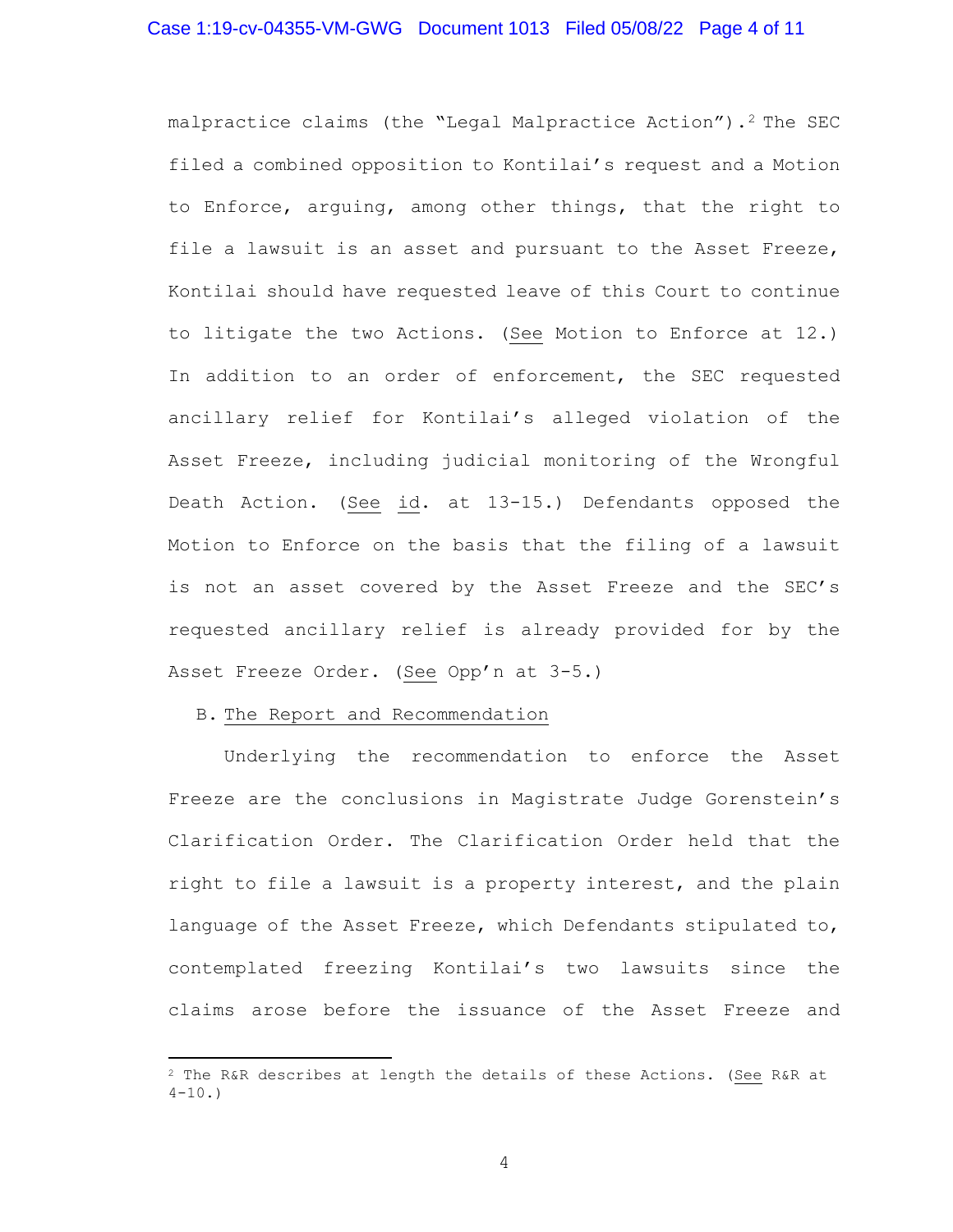malpractice claims (the "Legal Malpractice Action").[2] The SEC filed a combined opposition to Kontilai's request and a Motion to Enforce, arguing, among other things, that the right to file a lawsuit is an asset and pursuant to the Asset Freeze, Kontilai should have requested leave of this Court to continue to litigate the two Actions. (See Motion to Enforce at 12.) In addition to an order of enforcement, the SEC requested ancillary relief for Kontilai's alleged violation of the Asset Freeze, including judicial monitoring of the Wrongful Death Action. (See id. at 13-15.) Defendants opposed the Motion to Enforce on the basis that the filing of a lawsuit is not an asset covered by the Asset Freeze and the SEC's requested ancillary relief is already provided for by the Asset Freeze Order. (See Opp'n at 3-5.)

B. The Report and Recommendation

Underlying the recommendation to enforce the Asset Freeze are the conclusions in Magistrate Judge Gorenstein's Clarification Order. The Clarification Order held that the right to file a lawsuit is a property interest, and the plain language of the Asset Freeze, which Defendants stipulated to, contemplated freezing Kontilai's two lawsuits since the claims arose before the issuance of the Asset Freeze and

[2] The R&R describes at length the details of these Actions. (See R&R at 4-10.)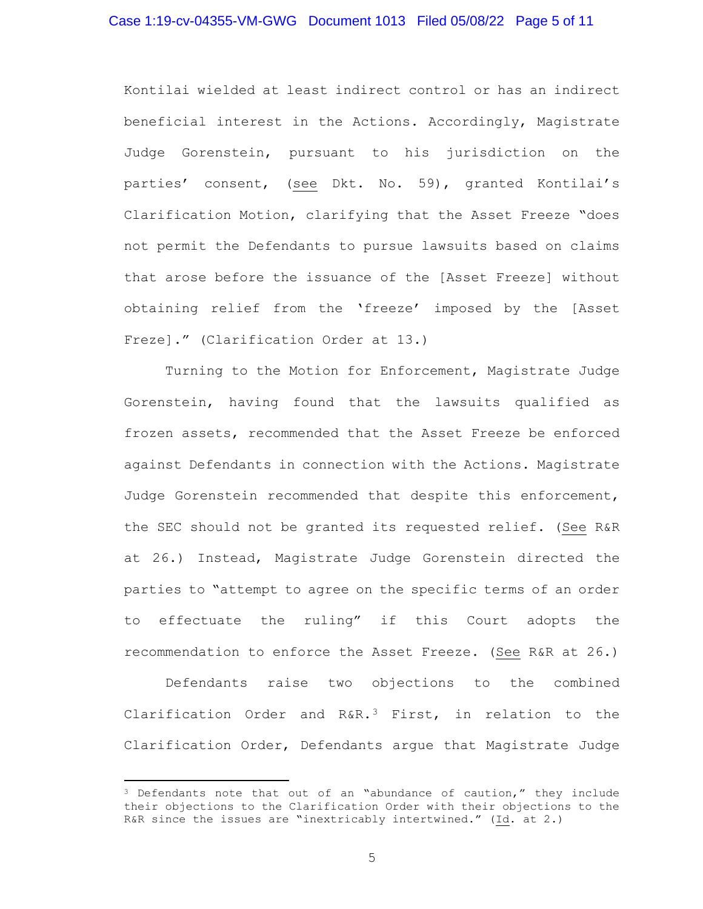Kontilai wielded at least indirect control or has an indirect beneficial interest in the Actions. Accordingly, Magistrate Judge Gorenstein, pursuant to his jurisdiction on the parties' consent, (see Dkt. No. 59), granted Kontilai's Clarification Motion, clarifying that the Asset Freeze "does not permit the Defendants to pursue lawsuits based on claims that arose before the issuance of the [Asset Freeze] without obtaining relief from the 'freeze' imposed by the [Asset Freze]." (Clarification Order at 13.)

Turning to the Motion for Enforcement, Magistrate Judge Gorenstein, having found that the lawsuits qualified as frozen assets, recommended that the Asset Freeze be enforced against Defendants in connection with the Actions. Magistrate Judge Gorenstein recommended that despite this enforcement, the SEC should not be granted its requested relief. (See R&R at 26.) Instead, Magistrate Judge Gorenstein directed the parties to "attempt to agree on the specific terms of an order to effectuate the ruling" if this Court adopts the recommendation to enforce the Asset Freeze. (See R&R at 26.)

Defendants raise two objections to the combined Clarification Order and R&R.[3] First, in relation to the Clarification Order, Defendants argue that Magistrate Judge

---

[3] Defendants note that out of an "abundance of caution," they include their objections to the Clarification Order with their objections to the R&R since the issues are "inextricably intertwined." (Id. at 2.)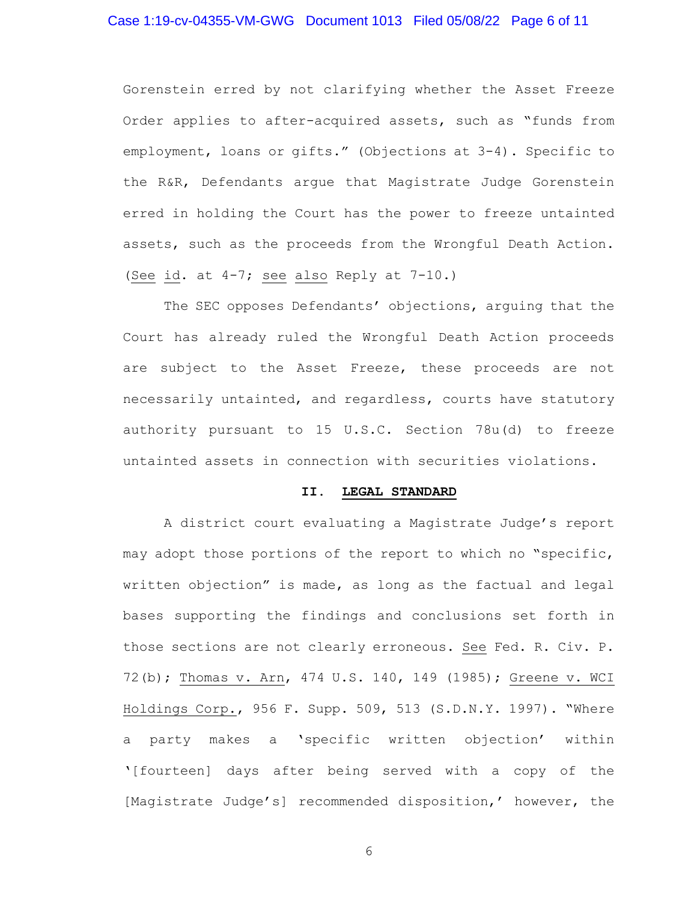Gorenstein erred by not clarifying whether the Asset Freeze Order applies to after-acquired assets, such as "funds from employment, loans or gifts." (Objections at 3-4). Specific to the R&R, Defendants argue that Magistrate Judge Gorenstein erred in holding the Court has the power to freeze untainted assets, such as the proceeds from the Wrongful Death Action. (See id. at 4-7; see also Reply at 7-10.)

The SEC opposes Defendants' objections, arguing that the Court has already ruled the Wrongful Death Action proceeds are subject to the Asset Freeze, these proceeds are not necessarily untainted, and regardless, courts have statutory authority pursuant to 15 U.S.C. Section 78u(d) to freeze untainted assets in connection with securities violations.

## II. LEGAL STANDARD

A district court evaluating a Magistrate Judge's report may adopt those portions of the report to which no "specific, written objection" is made, as long as the factual and legal bases supporting the findings and conclusions set forth in those sections are not clearly erroneous. See Fed. R. Civ. P. 72(b); Thomas v. Arn, 474 U.S. 140, 149 (1985); Greene v. WCI Holdings Corp., 956 F. Supp. 509, 513 (S.D.N.Y. 1997). "Where a party makes a 'specific written objection' within '[fourteen] days after being served with a copy of the [Magistrate Judge's] recommended disposition,' however, the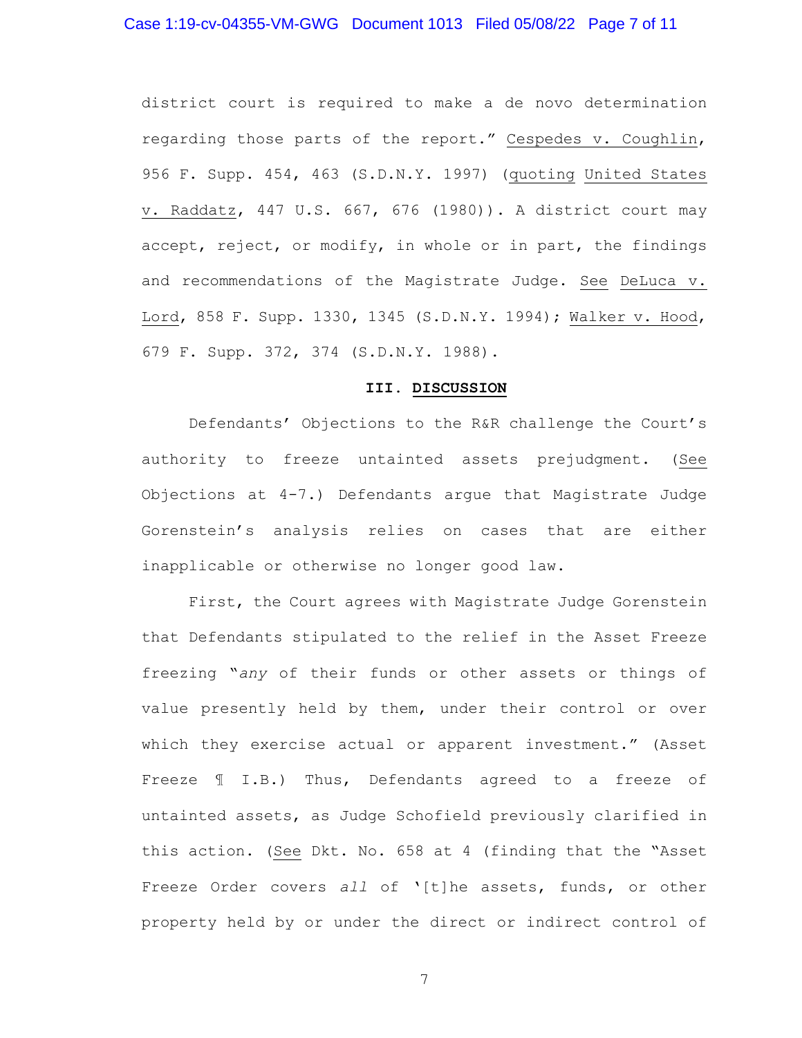district court is required to make a de novo determination regarding those parts of the report." Cespedes v. Coughlin, 956 F. Supp. 454, 463 (S.D.N.Y. 1997) (quoting United States v. Raddatz, 447 U.S. 667, 676 (1980)). A district court may accept, reject, or modify, in whole or in part, the findings and recommendations of the Magistrate Judge. See DeLuca v. Lord, 858 F. Supp. 1330, 1345 (S.D.N.Y. 1994); Walker v. Hood, 679 F. Supp. 372, 374 (S.D.N.Y. 1988).

## III. DISCUSSION

Defendants' Objections to the R&R challenge the Court's authority to freeze untainted assets prejudgment. (See Objections at 4-7.) Defendants argue that Magistrate Judge Gorenstein's analysis relies on cases that are either inapplicable or otherwise no longer good law.

First, the Court agrees with Magistrate Judge Gorenstein that Defendants stipulated to the relief in the Asset Freeze freezing "*any* of their funds or other assets or things of value presently held by them, under their control or over which they exercise actual or apparent investment." (Asset Freeze ¶ I.B.) Thus, Defendants agreed to a freeze of untainted assets, as Judge Schofield previously clarified in this action. (See Dkt. No. 658 at 4 (finding that the "Asset Freeze Order covers *all* of '[t]he assets, funds, or other property held by or under the direct or indirect control of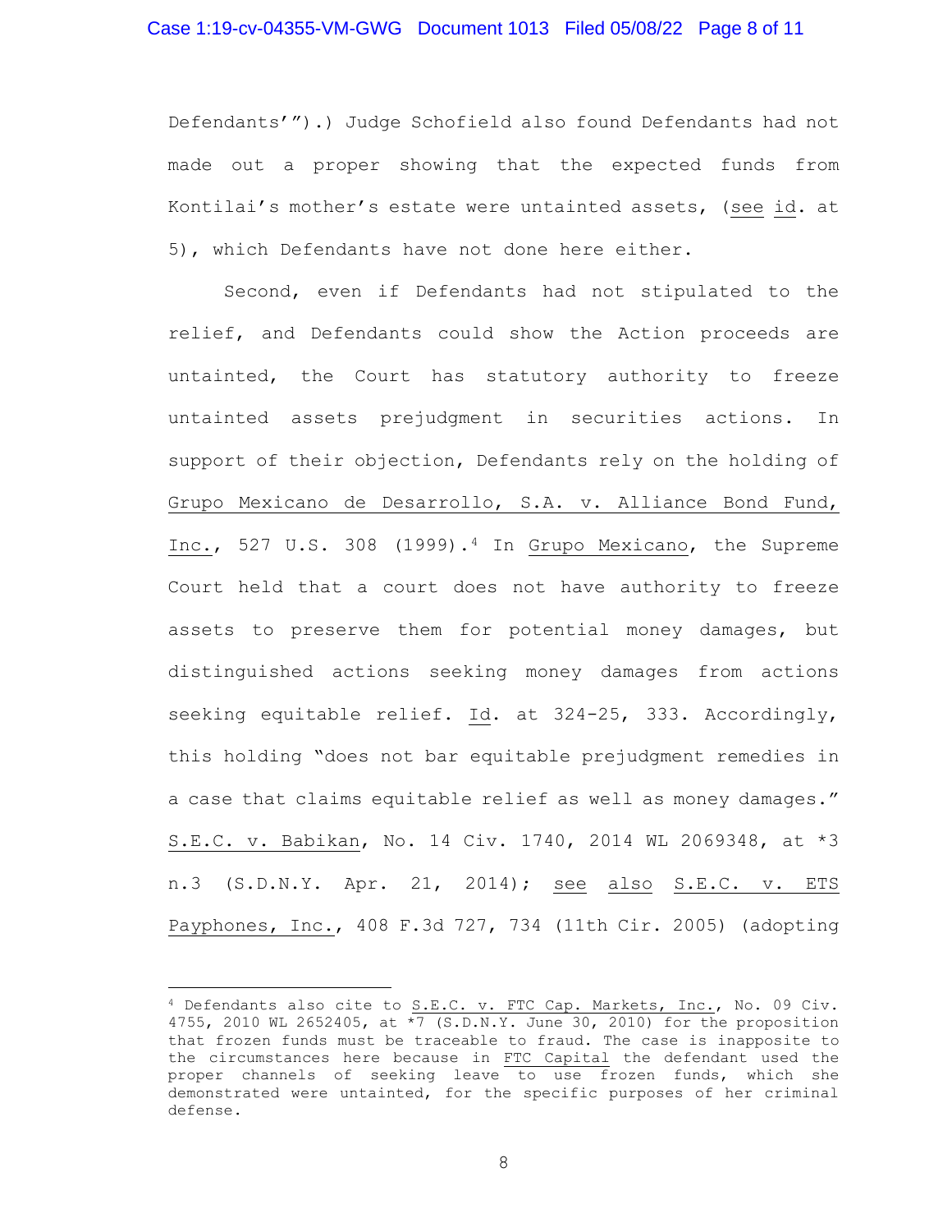Defendants'").) Judge Schofield also found Defendants had not made out a proper showing that the expected funds from Kontilai's mother's estate were untainted assets, (see id. at 5), which Defendants have not done here either.

Second, even if Defendants had not stipulated to the relief, and Defendants could show the Action proceeds are untainted, the Court has statutory authority to freeze untainted assets prejudgment in securities actions. In support of their objection, Defendants rely on the holding of Grupo Mexicano de Desarrollo, S.A. v. Alliance Bond Fund, Inc., 527 U.S. 308 (1999).[4] In Grupo Mexicano, the Supreme Court held that a court does not have authority to freeze assets to preserve them for potential money damages, but distinguished actions seeking money damages from actions seeking equitable relief. Id. at 324-25, 333. Accordingly, this holding "does not bar equitable prejudgment remedies in a case that claims equitable relief as well as money damages." S.E.C. v. Babikan, No. 14 Civ. 1740, 2014 WL 2069348, at *3 n.3 (S.D.N.Y. Apr. 21, 2014); see also S.E.C. v. ETS Payphones, Inc., 408 F.3d 727, 734 (11th Cir. 2005) (adopting

[4] Defendants also cite to S.E.C. v. FTC Cap. Markets, Inc., No. 09 Civ. 4755, 2010 WL 2652405, at *7 (S.D.N.Y. June 30, 2010) for the proposition that frozen funds must be traceable to fraud. The case is inapposite to the circumstances here because in FTC Capital the defendant used the proper channels of seeking leave to use frozen funds, which she demonstrated were untainted, for the specific purposes of her criminal defense.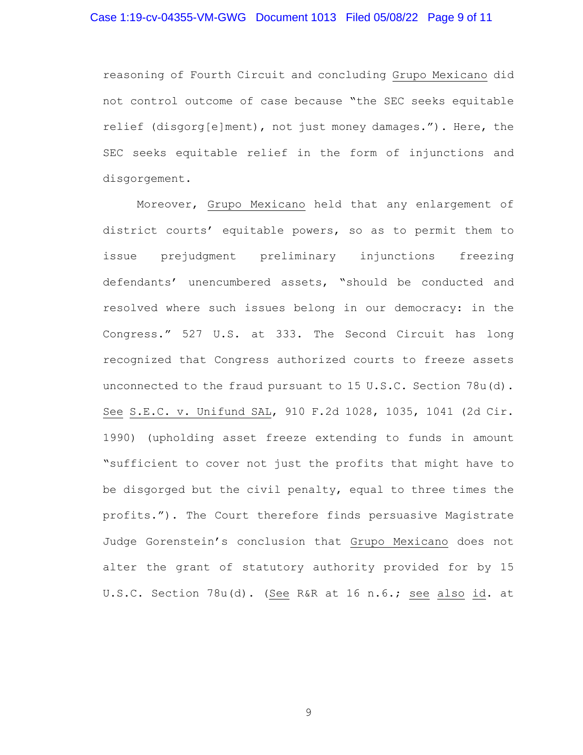reasoning of Fourth Circuit and concluding Grupo Mexicano did not control outcome of case because "the SEC seeks equitable relief (disgorg[e]ment), not just money damages."). Here, the SEC seeks equitable relief in the form of injunctions and disgorgement.

Moreover, Grupo Mexicano held that any enlargement of district courts' equitable powers, so as to permit them to issue prejudgment preliminary injunctions freezing defendants' unencumbered assets, "should be conducted and resolved where such issues belong in our democracy: in the Congress." 527 U.S. at 333. The Second Circuit has long recognized that Congress authorized courts to freeze assets unconnected to the fraud pursuant to 15 U.S.C. Section 78u(d). See S.E.C. v. Unifund SAL, 910 F.2d 1028, 1035, 1041 (2d Cir. 1990) (upholding asset freeze extending to funds in amount "sufficient to cover not just the profits that might have to be disgorged but the civil penalty, equal to three times the profits."). The Court therefore finds persuasive Magistrate Judge Gorenstein's conclusion that Grupo Mexicano does not alter the grant of statutory authority provided for by 15 U.S.C. Section 78u(d). (See R&R at 16 n.6.; see also id. at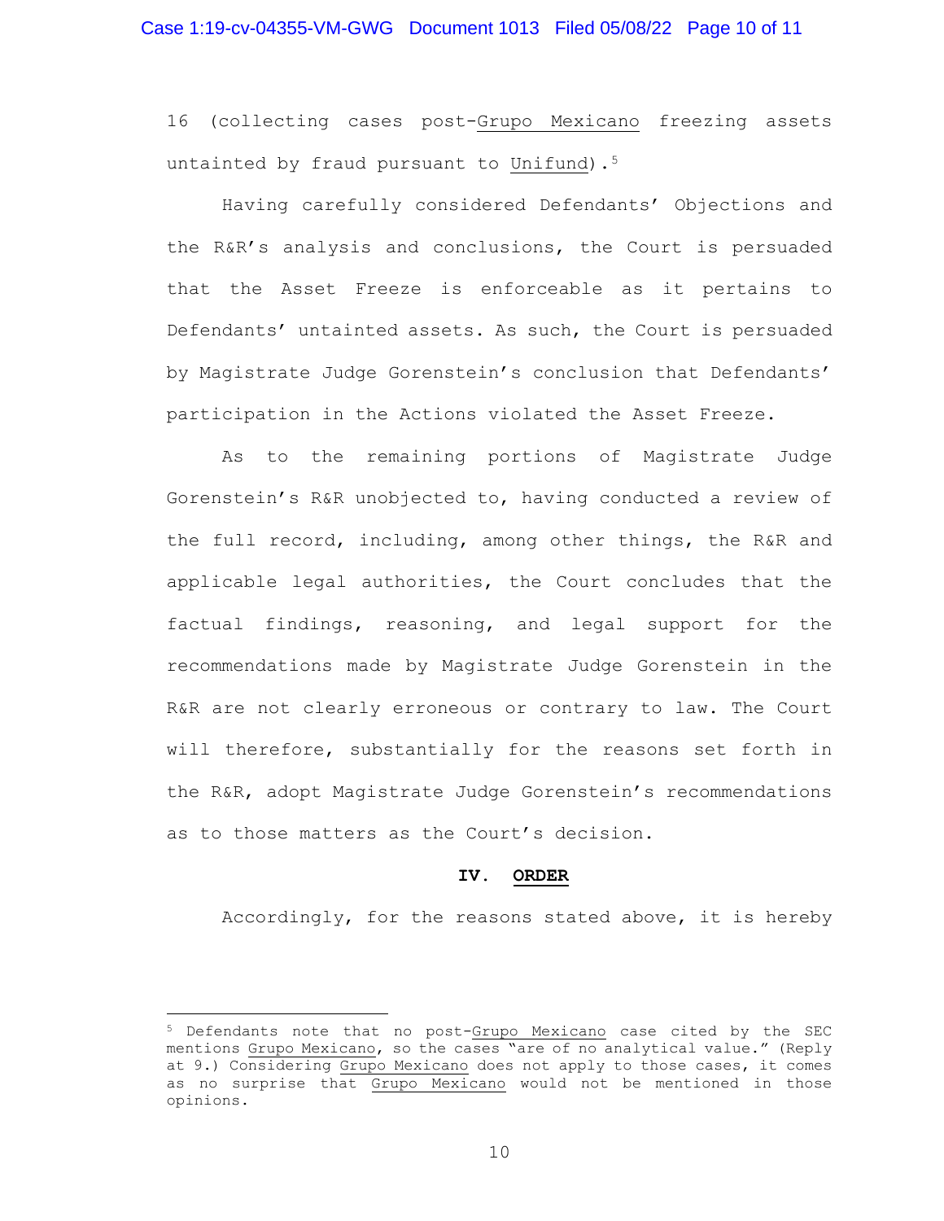16 (collecting cases post-Grupo Mexicano freezing assets untainted by fraud pursuant to Unifund).[5]

Having carefully considered Defendants' Objections and the R&R's analysis and conclusions, the Court is persuaded that the Asset Freeze is enforceable as it pertains to Defendants' untainted assets. As such, the Court is persuaded by Magistrate Judge Gorenstein's conclusion that Defendants' participation in the Actions violated the Asset Freeze.

As to the remaining portions of Magistrate Judge Gorenstein's R&R unobjected to, having conducted a review of the full record, including, among other things, the R&R and applicable legal authorities, the Court concludes that the factual findings, reasoning, and legal support for the recommendations made by Magistrate Judge Gorenstein in the R&R are not clearly erroneous or contrary to law. The Court will therefore, substantially for the reasons set forth in the R&R, adopt Magistrate Judge Gorenstein's recommendations as to those matters as the Court's decision.

## IV. ORDER

Accordingly, for the reasons stated above, it is hereby

---

[5] Defendants note that no post-Grupo Mexicano case cited by the SEC mentions Grupo Mexicano, so the cases "are of no analytical value." (Reply at 9.) Considering Grupo Mexicano does not apply to those cases, it comes as no surprise that Grupo Mexicano would not be mentioned in those opinions.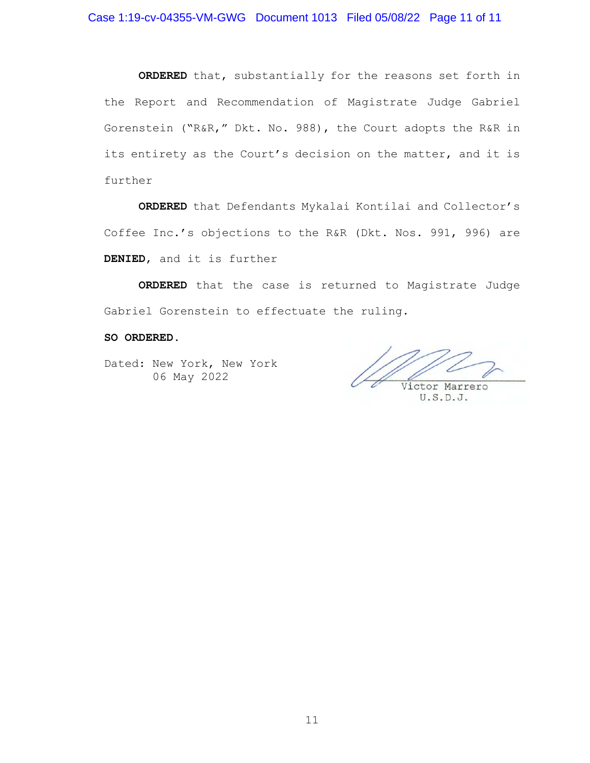**ORDERED** that, substantially for the reasons set forth in the Report and Recommendation of Magistrate Judge Gabriel Gorenstein ("R&R," Dkt. No. 988), the Court adopts the R&R in its entirety as the Court's decision on the matter, and it is further

**ORDERED** that Defendants Mykalai Kontilai and Collector's Coffee Inc.'s objections to the R&R (Dkt. Nos. 991, 996) are **DENIED**, and it is further

**ORDERED** that the case is returned to Magistrate Judge Gabriel Gorenstein to effectuate the ruling.

**SO ORDERED.**

Dated: New York, New York
06 May 2022

Victor Marrero
U.S.D.J.